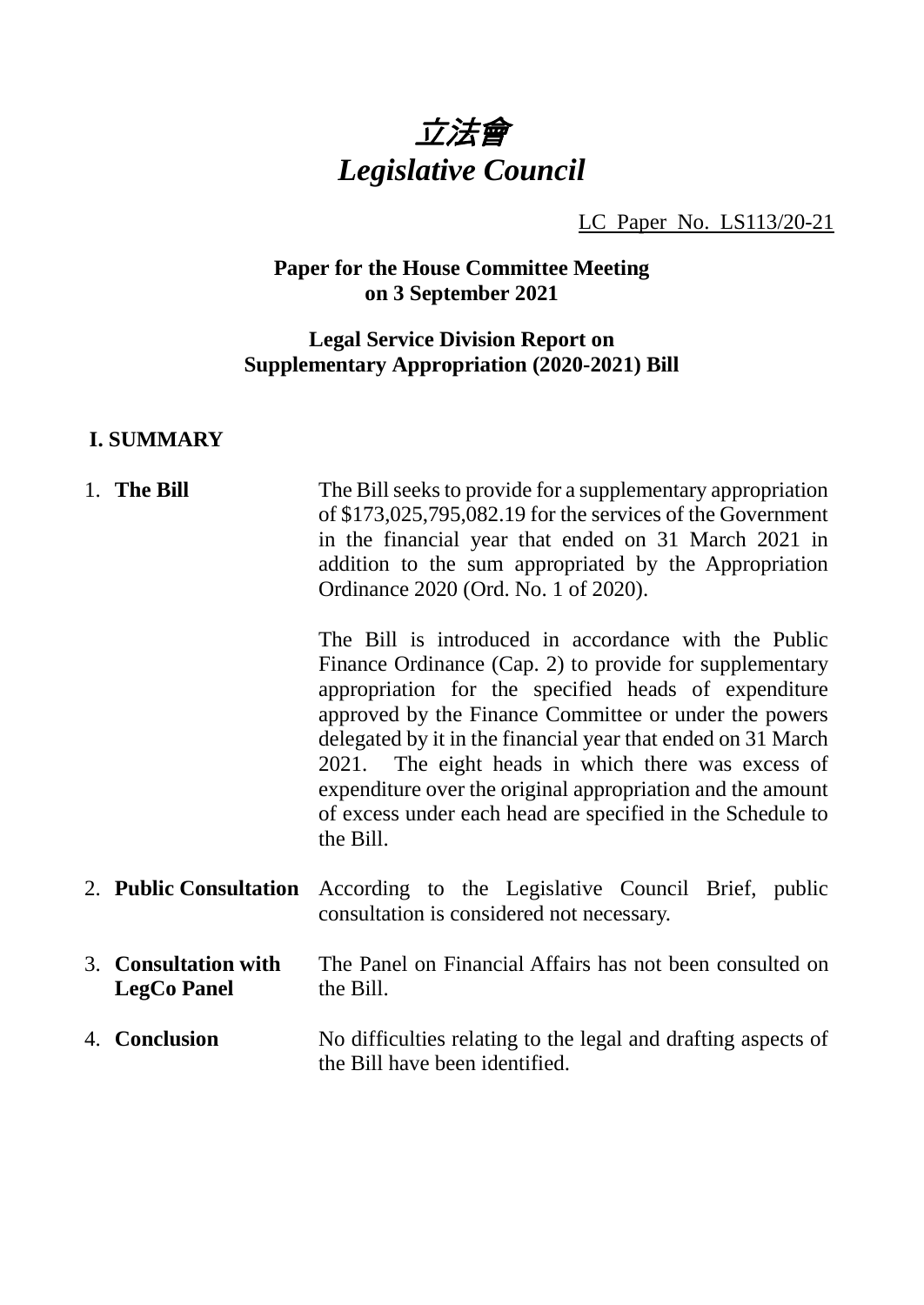# *立法會*
# *Legislative Council*

LC Paper No. LS113/20-21

**Paper for the House Committee Meeting on 3 September 2021**

**Legal Service Division Report on Supplementary Appropriation (2020-2021) Bill**

## I. SUMMARY

1. **The Bill**

   The Bill seeks to provide for a supplementary appropriation of $173,025,795,082.19 for the services of the Government in the financial year that ended on 31 March 2021 in addition to the sum appropriated by the Appropriation Ordinance 2020 (Ord. No. 1 of 2020).

   The Bill is introduced in accordance with the Public Finance Ordinance (Cap. 2) to provide for supplementary appropriation for the specified heads of expenditure approved by the Finance Committee or under the powers delegated by it in the financial year that ended on 31 March 2021. The eight heads in which there was excess of expenditure over the original appropriation and the amount of excess under each head are specified in the Schedule to the Bill.

2. **Public Consultation**

   According to the Legislative Council Brief, public consultation is considered not necessary.

3. **Consultation with LegCo Panel**

   The Panel on Financial Affairs has not been consulted on the Bill.

4. **Conclusion**

   No difficulties relating to the legal and drafting aspects of the Bill have been identified.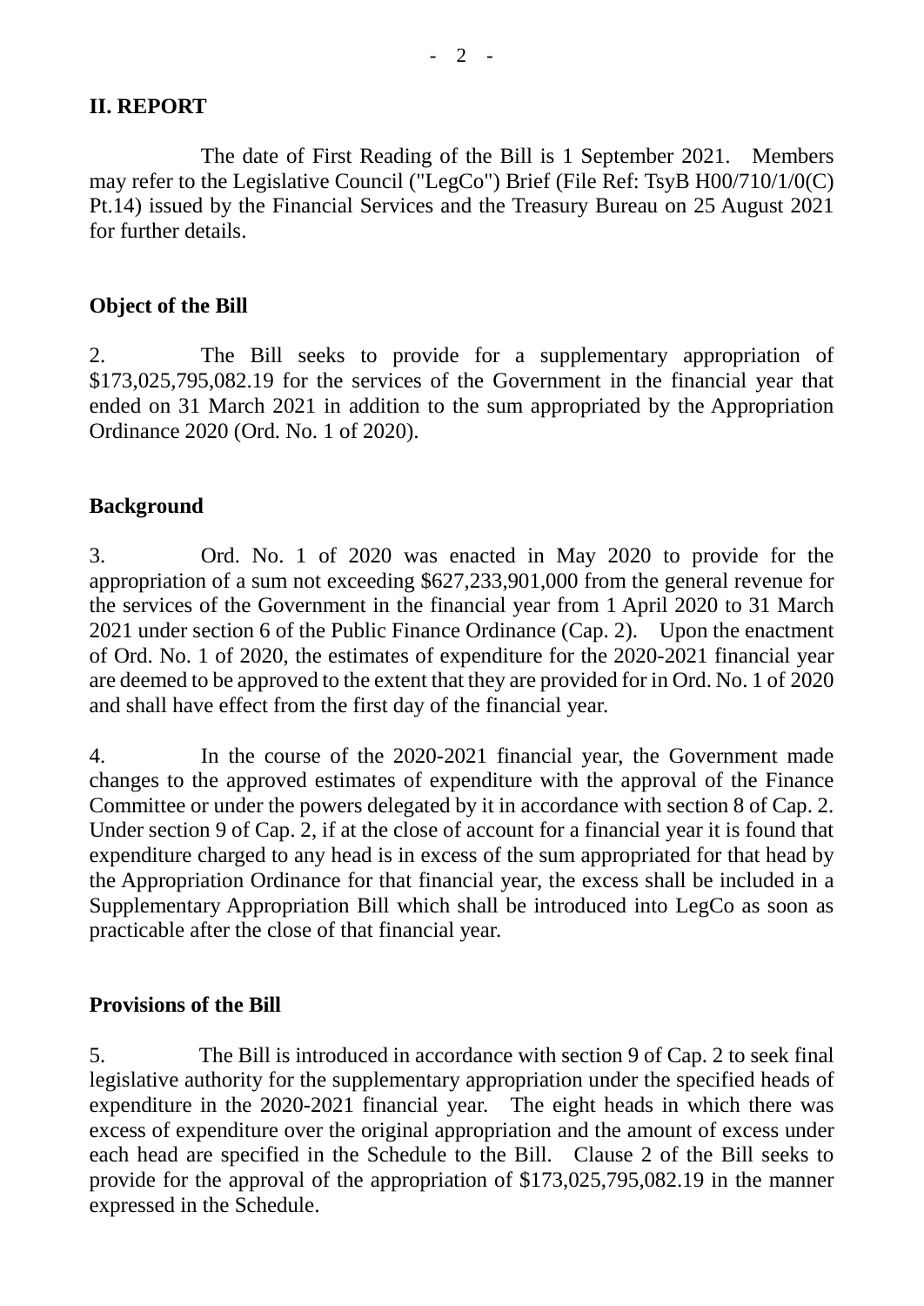## II. REPORT

The date of First Reading of the Bill is 1 September 2021. Members may refer to the Legislative Council ("LegCo") Brief (File Ref: TsyB H00/710/1/0(C) Pt.14) issued by the Financial Services and the Treasury Bureau on 25 August 2021 for further details.

### Object of the Bill

2. The Bill seeks to provide for a supplementary appropriation of $173,025,795,082.19 for the services of the Government in the financial year that ended on 31 March 2021 in addition to the sum appropriated by the Appropriation Ordinance 2020 (Ord. No. 1 of 2020).

### Background

3. Ord. No. 1 of 2020 was enacted in May 2020 to provide for the appropriation of a sum not exceeding $627,233,901,000 from the general revenue for the services of the Government in the financial year from 1 April 2020 to 31 March 2021 under section 6 of the Public Finance Ordinance (Cap. 2). Upon the enactment of Ord. No. 1 of 2020, the estimates of expenditure for the 2020-2021 financial year are deemed to be approved to the extent that they are provided for in Ord. No. 1 of 2020 and shall have effect from the first day of the financial year.

4. In the course of the 2020-2021 financial year, the Government made changes to the approved estimates of expenditure with the approval of the Finance Committee or under the powers delegated by it in accordance with section 8 of Cap. 2. Under section 9 of Cap. 2, if at the close of account for a financial year it is found that expenditure charged to any head is in excess of the sum appropriated for that head by the Appropriation Ordinance for that financial year, the excess shall be included in a Supplementary Appropriation Bill which shall be introduced into LegCo as soon as practicable after the close of that financial year.

### Provisions of the Bill

5. The Bill is introduced in accordance with section 9 of Cap. 2 to seek final legislative authority for the supplementary appropriation under the specified heads of expenditure in the 2020-2021 financial year. The eight heads in which there was excess of expenditure over the original appropriation and the amount of excess under each head are specified in the Schedule to the Bill. Clause 2 of the Bill seeks to provide for the approval of the appropriation of $173,025,795,082.19 in the manner expressed in the Schedule.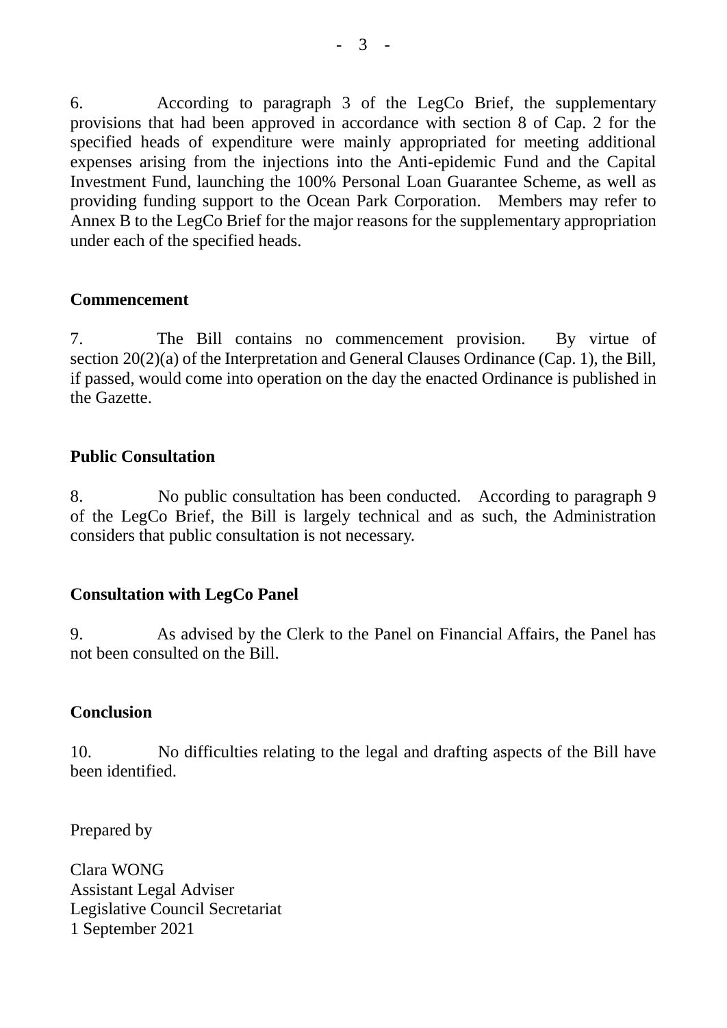6. According to paragraph 3 of the LegCo Brief, the supplementary provisions that had been approved in accordance with section 8 of Cap. 2 for the specified heads of expenditure were mainly appropriated for meeting additional expenses arising from the injections into the Anti-epidemic Fund and the Capital Investment Fund, launching the 100% Personal Loan Guarantee Scheme, as well as providing funding support to the Ocean Park Corporation. Members may refer to Annex B to the LegCo Brief for the major reasons for the supplementary appropriation under each of the specified heads.

**Commencement**

7. The Bill contains no commencement provision. By virtue of section 20(2)(a) of the Interpretation and General Clauses Ordinance (Cap. 1), the Bill, if passed, would come into operation on the day the enacted Ordinance is published in the Gazette.

**Public Consultation**

8. No public consultation has been conducted. According to paragraph 9 of the LegCo Brief, the Bill is largely technical and as such, the Administration considers that public consultation is not necessary.

**Consultation with LegCo Panel**

9. As advised by the Clerk to the Panel on Financial Affairs, the Panel has not been consulted on the Bill.

**Conclusion**

10. No difficulties relating to the legal and drafting aspects of the Bill have been identified.

Prepared by

Clara WONG
Assistant Legal Adviser
Legislative Council Secretariat
1 September 2021